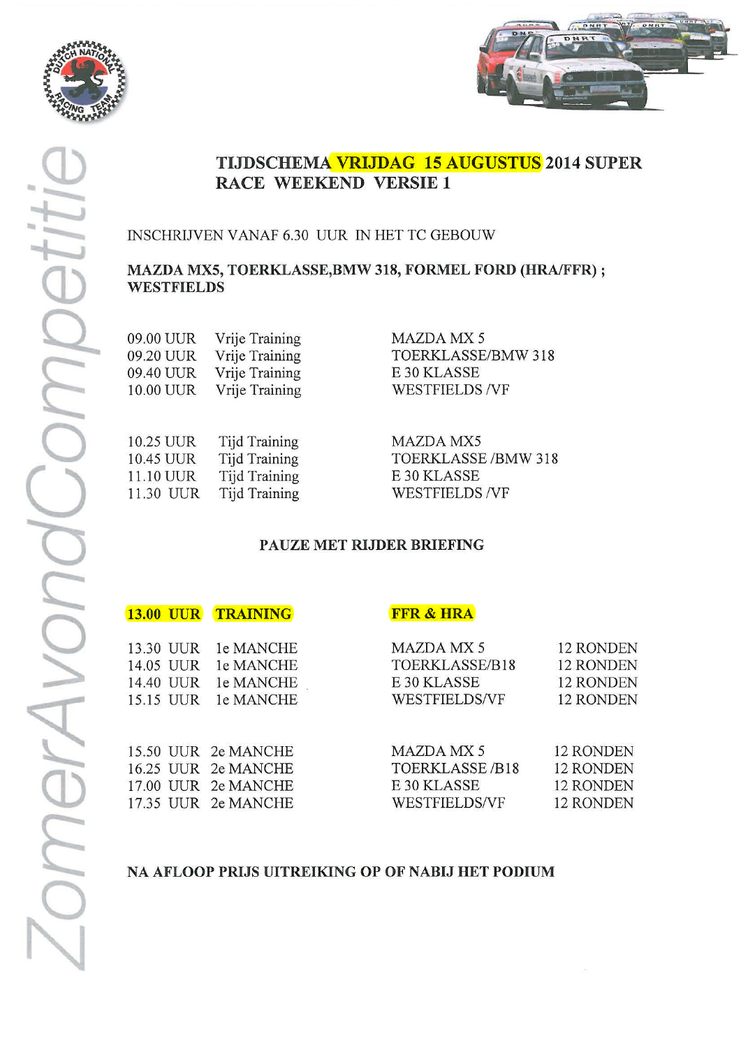# TIJDSCHEMA VRIJDAG 15 AUGUSTUS 2014 SUPER RACE WEEKEND VERSIE 1

INSCHRIJVEN VANAF 6.30 UUR IN HET TC GEBOUW

**MAZDA MX5, TOERKLASSE,BMW 318, FORMEL FORD (HRA/FFR) ; WESTFIELDS**

| | | |
|---|---|---|
| 09.00 UUR | Vrije Training | MAZDA MX 5 |
| 09.20 UUR | Vrije Training | TOERKLASSE/BMW 318 |
| 09.40 UUR | Vrije Training | E 30 KLASSE |
| 10.00 UUR | Vrije Training | WESTFIELDS /VF |

| | | |
|---|---|---|
| 10.25 UUR | Tijd Training | MAZDA MX5 |
| 10.45 UUR | Tijd Training | TOERKLASSE /BMW 318 |
| 11.10 UUR | Tijd Training | E 30 KLASSE |
| 11.30 UUR | Tijd Training | WESTFIELDS /VF |

**PAUZE MET RIJDER BRIEFING**

| | | | |
|---|---|---|---|
| **13.00 UUR** | **TRAINING** | **FFR & HRA** | |
| 13.30 UUR | 1e MANCHE | MAZDA MX 5 | 12 RONDEN |
| 14.05 UUR | 1e MANCHE | TOERKLASSE/B18 | 12 RONDEN |
| 14.40 UUR | 1e MANCHE | E 30 KLASSE | 12 RONDEN |
| 15.15 UUR | 1e MANCHE | WESTFIELDS/VF | 12 RONDEN |

| | | | |
|---|---|---|---|
| 15.50 UUR | 2e MANCHE | MAZDA MX 5 | 12 RONDEN |
| 16.25 UUR | 2e MANCHE | TOERKLASSE /B18 | 12 RONDEN |
| 17.00 UUR | 2e MANCHE | E 30 KLASSE | 12 RONDEN |
| 17.35 UUR | 2e MANCHE | WESTFIELDS/VF | 12 RONDEN |

**NA AFLOOP PRIJS UITREIKING OP OF NABIJ HET PODIUM**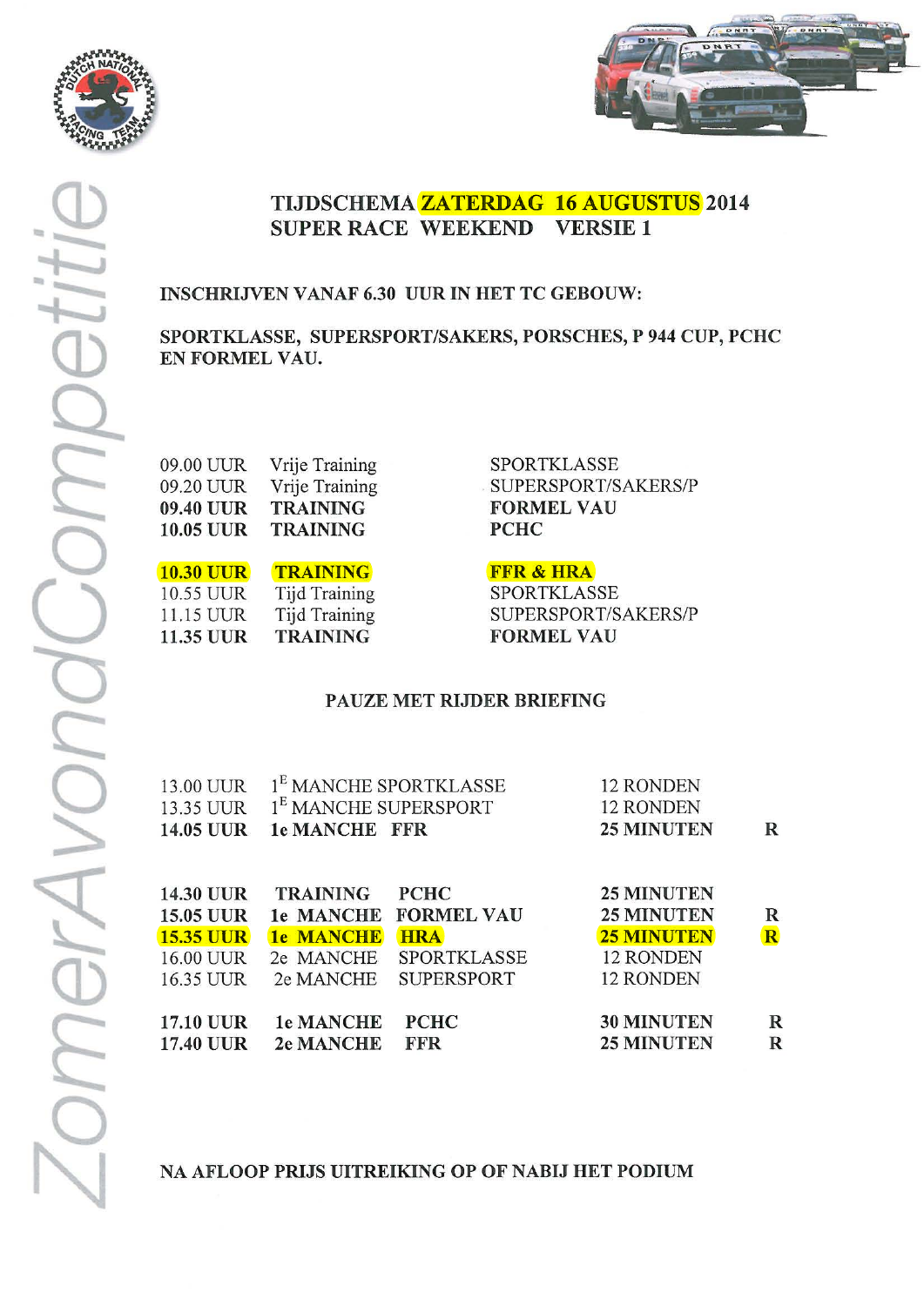# TIJDSCHEMA ZATERDAG 16 AUGUSTUS 2014
## SUPER RACE WEEKEND VERSIE 1

**INSCHRIJVEN VANAF 6.30 UUR IN HET TC GEBOUW:**

**SPORTKLASSE, SUPERSPORT/SAKERS, PORSCHES, P 944 CUP, PCHC EN FORMEL VAU.**

| | | |
|---|---|---|
| 09.00 UUR | Vrije Training | SPORTKLASSE |
| 09.20 UUR | Vrije Training | SUPERSPORT/SAKERS/P |
| **09.40 UUR** | **TRAINING** | **FORMEL VAU** |
| **10.05 UUR** | **TRAINING** | **PCHC** |
| **10.30 UUR** | **TRAINING** | **FFR & HRA** |
| 10.55 UUR | Tijd Training | SPORTKLASSE |
| 11.15 UUR | Tijd Training | SUPERSPORT/SAKERS/P |
| **11.35 UUR** | **TRAINING** | **FORMEL VAU** |

**PAUZE MET RIJDER BRIEFING**

| | | | |
|---|---|---|---|
| 13.00 UUR | 1E MANCHE SPORTKLASSE | 12 RONDEN | |
| 13.35 UUR | 1E MANCHE SUPERSPORT | 12 RONDEN | |
| **14.05 UUR** | **1e MANCHE FFR** | **25 MINUTEN** | **R** |
| **14.30 UUR** | **TRAINING PCHC** | **25 MINUTEN** | |
| **15.05 UUR** | **1e MANCHE FORMEL VAU** | **25 MINUTEN** | **R** |
| **15.35 UUR** | **1e MANCHE HRA** | **25 MINUTEN** | **R** |
| 16.00 UUR | 2e MANCHE SPORTKLASSE | 12 RONDEN | |
| 16.35 UUR | 2e MANCHE SUPERSPORT | 12 RONDEN | |
| **17.10 UUR** | **1e MANCHE PCHC** | **30 MINUTEN** | **R** |
| **17.40 UUR** | **2e MANCHE FFR** | **25 MINUTEN** | **R** |

**NA AFLOOP PRIJS UITREIKING OP OF NABIJ HET PODIUM**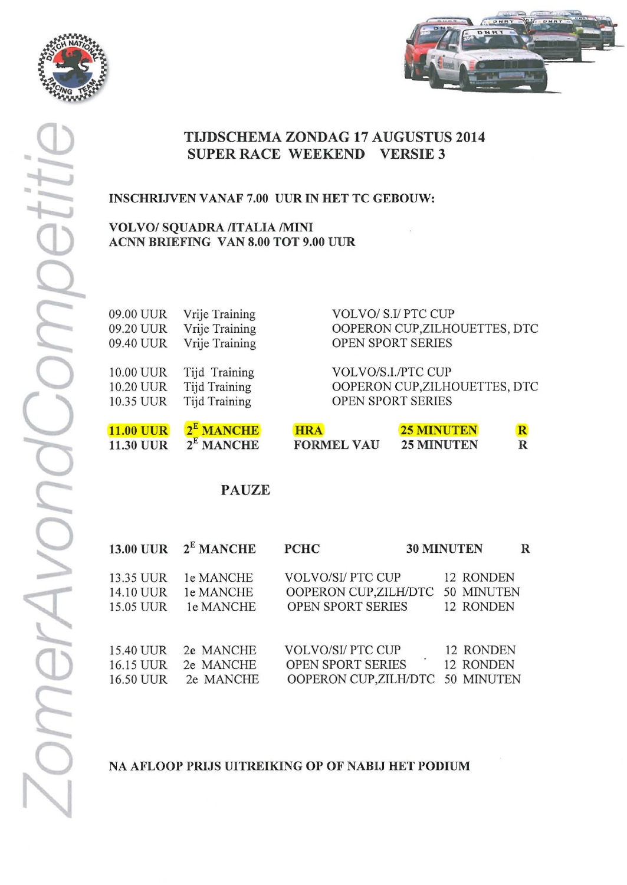## TIJDSCHEMA ZONDAG 17 AUGUSTUS 2014
## SUPER RACE WEEKEND VERSIE 3

**INSCHRIJVEN VANAF 7.00 UUR IN HET TC GEBOUW:**

**VOLVO/ SQUADRA /ITALIA /MINI**
**ACNN BRIEFING VAN 8.00 TOT 9.00 UUR**

| | | | | |
|---|---|---|---|---|
| 09.00 UUR | Vrije Training | VOLVO/ S.I/ PTC CUP | | |
| 09.20 UUR | Vrije Training | OOPERON CUP,ZILHOUETTES, DTC | | |
| 09.40 UUR | Vrije Training | OPEN SPORT SERIES | | |
| 10.00 UUR | Tijd Training | VOLVO/S.I./PTC CUP | | |
| 10.20 UUR | Tijd Training | OOPERON CUP,ZILHOUETTES, DTC | | |
| 10.35 UUR | Tijd Training | OPEN SPORT SERIES | | |
| **11.00 UUR** | **2$^{E}$ MANCHE** | **HRA** | **25 MINUTEN** | **R** |
| **11.30 UUR** | **2$^{E}$ MANCHE** | **FORMEL VAU** | **25 MINUTEN** | **R** |

**PAUZE**

| | | | | |
|---|---|---|---|---|
| **13.00 UUR** | **2$^{E}$ MANCHE** | **PCHC** | **30 MINUTEN** | **R** |
| 13.35 UUR | 1e MANCHE | VOLVO/SI/ PTC CUP | 12 RONDEN | |
| 14.10 UUR | 1e MANCHE | OOPERON CUP,ZILH/DTC | 50 MINUTEN | |
| 15.05 UUR | 1e MANCHE | OPEN SPORT SERIES | 12 RONDEN | |
| 15.40 UUR | 2e MANCHE | VOLVO/SI/ PTC CUP | 12 RONDEN | |
| 16.15 UUR | 2e MANCHE | OPEN SPORT SERIES | 12 RONDEN | |
| 16.50 UUR | 2e MANCHE | OOPERON CUP,ZILH/DTC | 50 MINUTEN | |

**NA AFLOOP PRIJS UITREIKING OP OF NABIJ HET PODIUM**